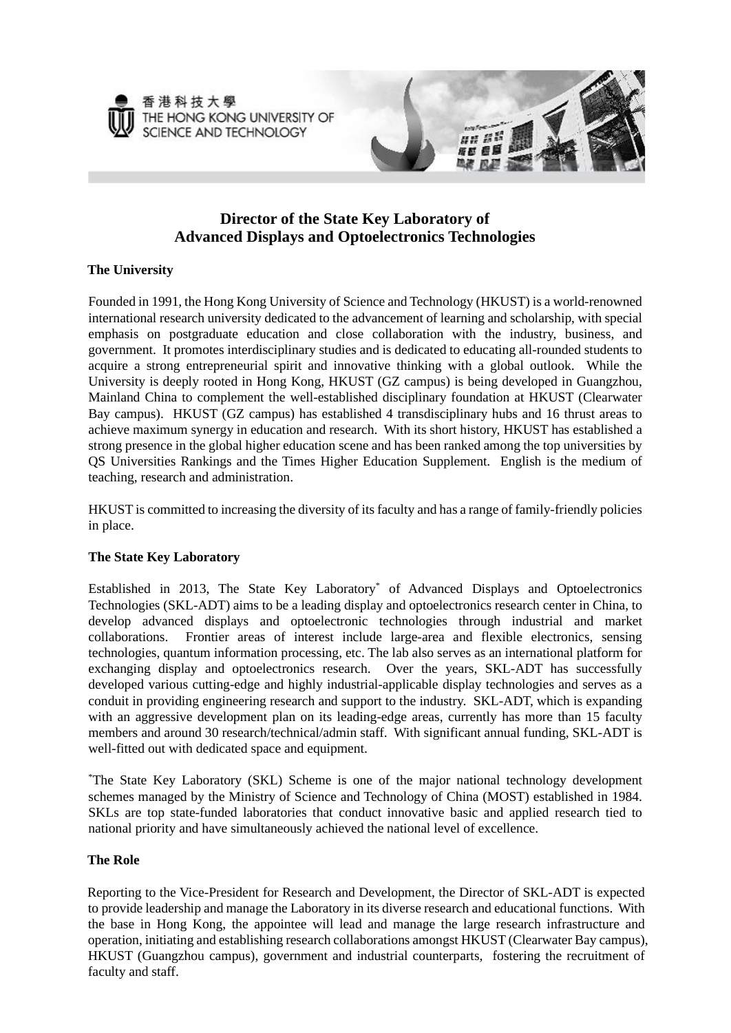香港科技大學
THE HONG KONG UNIVERSITY OF SCIENCE AND TECHNOLOGY

# Director of the State Key Laboratory of Advanced Displays and Optoelectronics Technologies

## The University

Founded in 1991, the Hong Kong University of Science and Technology (HKUST) is a world-renowned international research university dedicated to the advancement of learning and scholarship, with special emphasis on postgraduate education and close collaboration with the industry, business, and government. It promotes interdisciplinary studies and is dedicated to educating all-rounded students to acquire a strong entrepreneurial spirit and innovative thinking with a global outlook. While the University is deeply rooted in Hong Kong, HKUST (GZ campus) is being developed in Guangzhou, Mainland China to complement the well-established disciplinary foundation at HKUST (Clearwater Bay campus). HKUST (GZ campus) has established 4 transdisciplinary hubs and 16 thrust areas to achieve maximum synergy in education and research. With its short history, HKUST has established a strong presence in the global higher education scene and has been ranked among the top universities by QS Universities Rankings and the Times Higher Education Supplement. English is the medium of teaching, research and administration.

HKUST is committed to increasing the diversity of its faculty and has a range of family-friendly policies in place.

## The State Key Laboratory

Established in 2013, The State Key Laboratory* of Advanced Displays and Optoelectronics Technologies (SKL-ADT) aims to be a leading display and optoelectronics research center in China, to develop advanced displays and optoelectronic technologies through industrial and market collaborations. Frontier areas of interest include large-area and flexible electronics, sensing technologies, quantum information processing, etc. The lab also serves as an international platform for exchanging display and optoelectronics research. Over the years, SKL-ADT has successfully developed various cutting-edge and highly industrial-applicable display technologies and serves as a conduit in providing engineering research and support to the industry. SKL-ADT, which is expanding with an aggressive development plan on its leading-edge areas, currently has more than 15 faculty members and around 30 research/technical/admin staff. With significant annual funding, SKL-ADT is well-fitted out with dedicated space and equipment.

*The State Key Laboratory (SKL) Scheme is one of the major national technology development schemes managed by the Ministry of Science and Technology of China (MOST) established in 1984. SKLs are top state-funded laboratories that conduct innovative basic and applied research tied to national priority and have simultaneously achieved the national level of excellence.

## The Role

Reporting to the Vice-President for Research and Development, the Director of SKL-ADT is expected to provide leadership and manage the Laboratory in its diverse research and educational functions. With the base in Hong Kong, the appointee will lead and manage the large research infrastructure and operation, initiating and establishing research collaborations amongst HKUST (Clearwater Bay campus), HKUST (Guangzhou campus), government and industrial counterparts, fostering the recruitment of faculty and staff.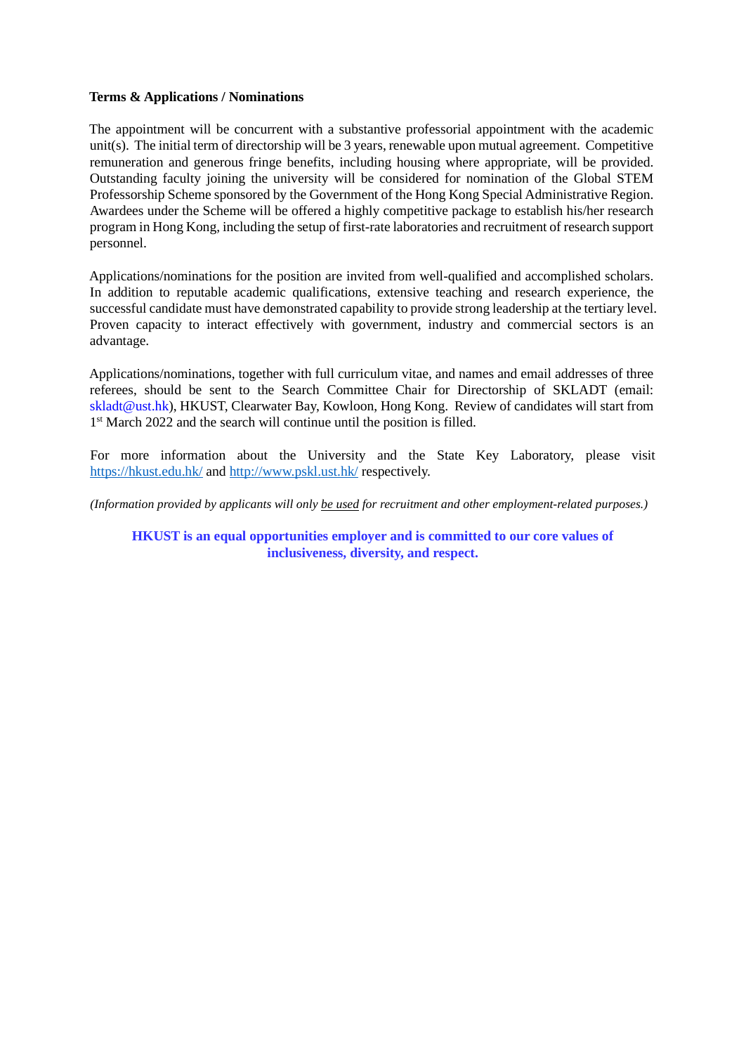**Terms & Applications / Nominations**

The appointment will be concurrent with a substantive professorial appointment with the academic unit(s). The initial term of directorship will be 3 years, renewable upon mutual agreement. Competitive remuneration and generous fringe benefits, including housing where appropriate, will be provided. Outstanding faculty joining the university will be considered for nomination of the Global STEM Professorship Scheme sponsored by the Government of the Hong Kong Special Administrative Region. Awardees under the Scheme will be offered a highly competitive package to establish his/her research program in Hong Kong, including the setup of first-rate laboratories and recruitment of research support personnel.

Applications/nominations for the position are invited from well-qualified and accomplished scholars. In addition to reputable academic qualifications, extensive teaching and research experience, the successful candidate must have demonstrated capability to provide strong leadership at the tertiary level. Proven capacity to interact effectively with government, industry and commercial sectors is an advantage.

Applications/nominations, together with full curriculum vitae, and names and email addresses of three referees, should be sent to the Search Committee Chair for Directorship of SKLADT (email: skladt@ust.hk), HKUST, Clearwater Bay, Kowloon, Hong Kong. Review of candidates will start from 1st March 2022 and the search will continue until the position is filled.

For more information about the University and the State Key Laboratory, please visit https://hkust.edu.hk/ and http://www.pskl.ust.hk/ respectively.

*(Information provided by applicants will only be used for recruitment and other employment-related purposes.)*

**HKUST is an equal opportunities employer and is committed to our core values of inclusiveness, diversity, and respect.**